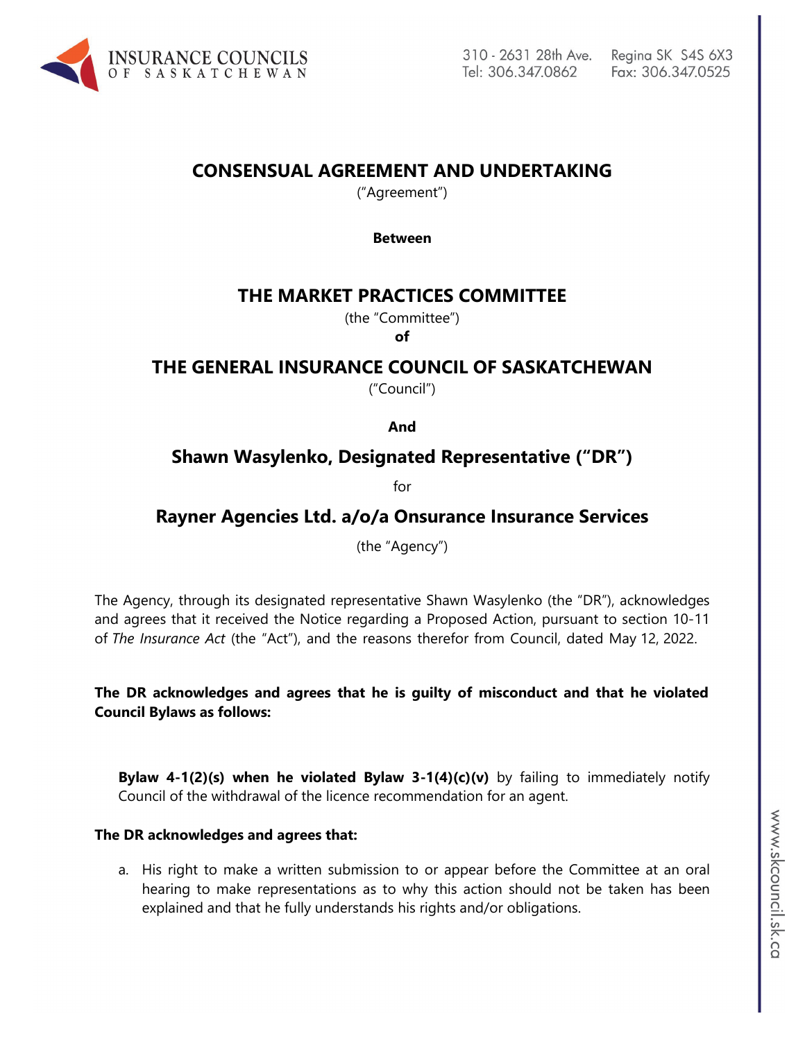# CONSENSUAL AGREEMENT AND UNDERTAKING

("Agreement")

**Between**

## THE MARKET PRACTICES COMMITTEE

(the "Committee")

**of**

## THE GENERAL INSURANCE COUNCIL OF SASKATCHEWAN

("Council")

**And**

## Shawn Wasylenko, Designated Representative ("DR")

for

## Rayner Agencies Ltd. a/o/a Onsurance Insurance Services

(the "Agency")

The Agency, through its designated representative Shawn Wasylenko (the "DR"), acknowledges and agrees that it received the Notice regarding a Proposed Action, pursuant to section 10-11 of *The Insurance Act* (the "Act"), and the reasons therefor from Council, dated May 12, 2022.

**The DR acknowledges and agrees that he is guilty of misconduct and that he violated Council Bylaws as follows:**

**Bylaw 4-1(2)(s) when he violated Bylaw 3-1(4)(c)(v)** by failing to immediately notify Council of the withdrawal of the licence recommendation for an agent.

**The DR acknowledges and agrees that:**

a. His right to make a written submission to or appear before the Committee at an oral hearing to make representations as to why this action should not be taken has been explained and that he fully understands his rights and/or obligations.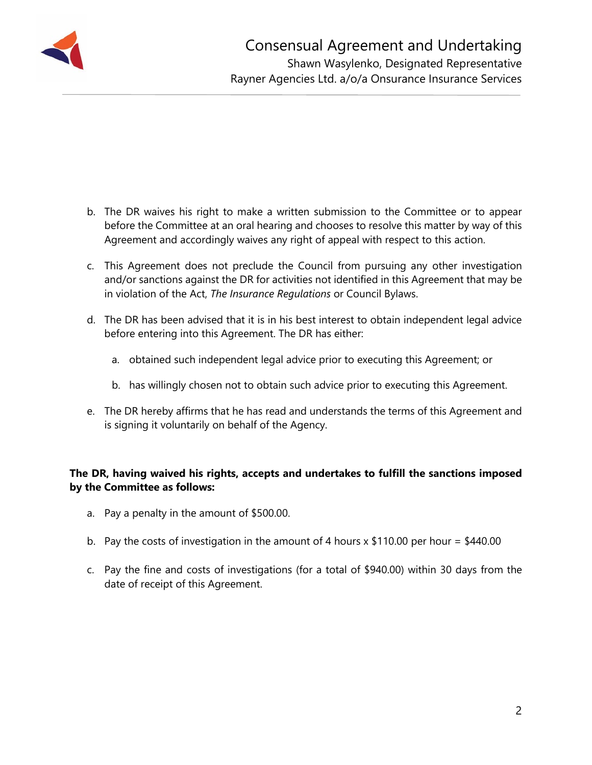b. The DR waives his right to make a written submission to the Committee or to appear before the Committee at an oral hearing and chooses to resolve this matter by way of this Agreement and accordingly waives any right of appeal with respect to this action.

c. This Agreement does not preclude the Council from pursuing any other investigation and/or sanctions against the DR for activities not identified in this Agreement that may be in violation of the Act, *The Insurance Regulations* or Council Bylaws.

d. The DR has been advised that it is in his best interest to obtain independent legal advice before entering into this Agreement. The DR has either:

    a. obtained such independent legal advice prior to executing this Agreement; or

    b. has willingly chosen not to obtain such advice prior to executing this Agreement.

e. The DR hereby affirms that he has read and understands the terms of this Agreement and is signing it voluntarily on behalf of the Agency.

**The DR, having waived his rights, accepts and undertakes to fulfill the sanctions imposed by the Committee as follows:**

a. Pay a penalty in the amount of $500.00.

b. Pay the costs of investigation in the amount of 4 hours x $110.00 per hour = $440.00

c. Pay the fine and costs of investigations (for a total of $940.00) within 30 days from the date of receipt of this Agreement.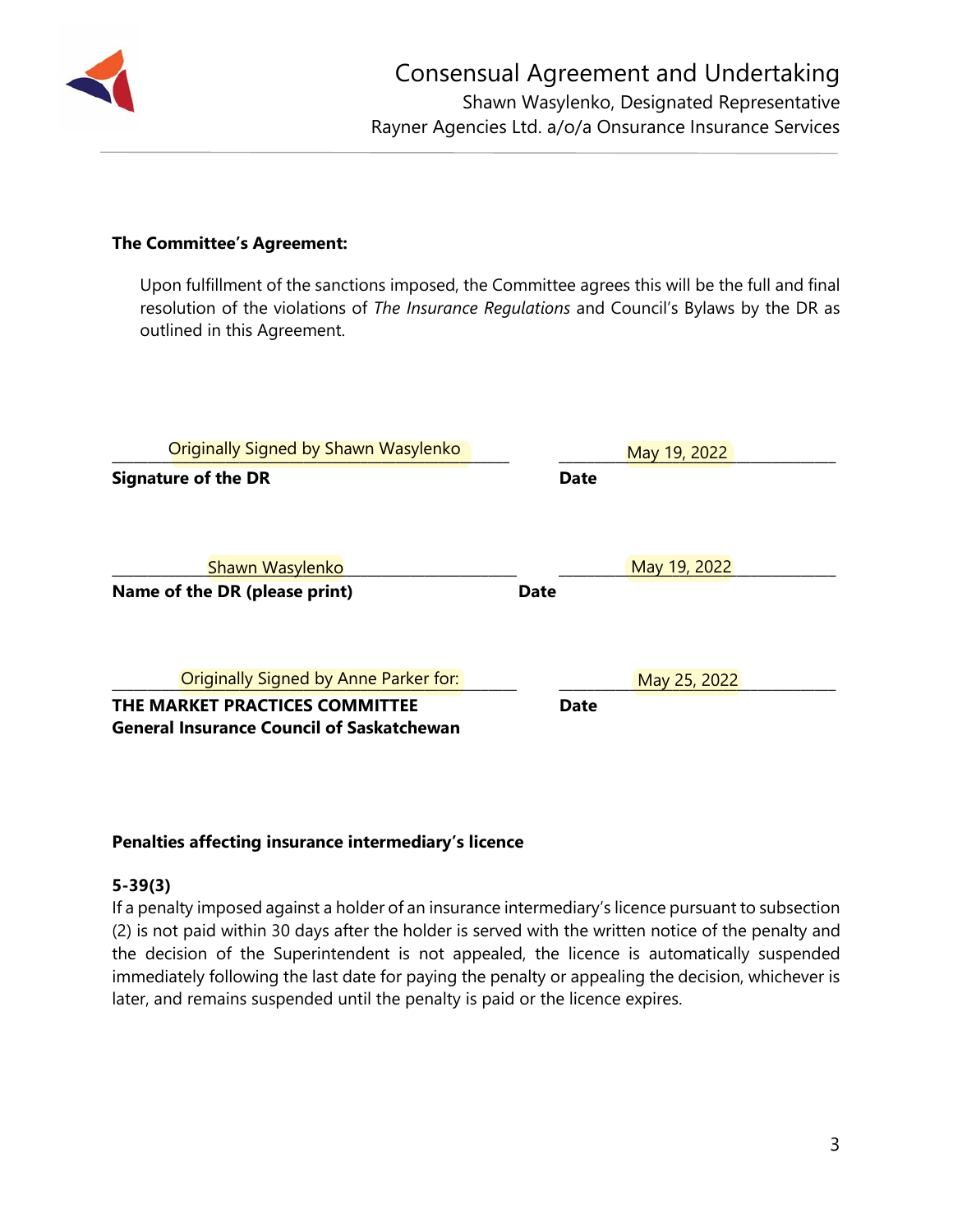**The Committee's Agreement:**

Upon fulfillment of the sanctions imposed, the Committee agrees this will be the full and final resolution of the violations of *The Insurance Regulations* and Council's Bylaws by the DR as outlined in this Agreement.

Originally Signed by Shawn Wasylenko
**Signature of the DR**

May 19, 2022
**Date**

Shawn Wasylenko
**Name of the DR (please print)**

May 19, 2022
**Date**

Originally Signed by Anne Parker for:
**THE MARKET PRACTICES COMMITTEE**
**General Insurance Council of Saskatchewan**

May 25, 2022
**Date**

**Penalties affecting insurance intermediary's licence**

**5-39(3)**
If a penalty imposed against a holder of an insurance intermediary's licence pursuant to subsection (2) is not paid within 30 days after the holder is served with the written notice of the penalty and the decision of the Superintendent is not appealed, the licence is automatically suspended immediately following the last date for paying the penalty or appealing the decision, whichever is later, and remains suspended until the penalty is paid or the licence expires.